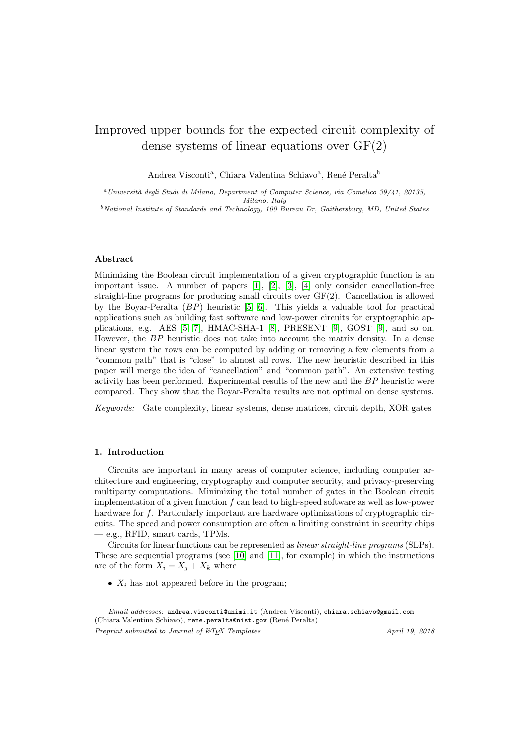# Improved upper bounds for the expected circuit complexity of dense systems of linear equations over GF(2)

Andrea Visconti[a], Chiara Valentina Schiavo[a], René Peralta[b]

[a] *Università degli Studi di Milano, Department of Computer Science, via Comelico 39/41, 20135, Milano, Italy*

[b] *National Institute of Standards and Technology, 100 Bureau Dr, Gaithersburg, MD, United States*

---

### Abstract

Minimizing the Boolean circuit implementation of a given cryptographic function is an important issue. A number of papers [1], [2], [3], [4] only consider cancellation-free straight-line programs for producing small circuits over GF(2). Cancellation is allowed by the Boyar-Peralta ($BP$) heuristic [5, 6]. This yields a valuable tool for practical applications such as building fast software and low-power circuits for cryptographic applications, e.g. AES [5, 7], HMAC-SHA-1 [8], PRESENT [9], GOST [9], and so on. However, the $BP$ heuristic does not take into account the matrix density. In a dense linear system the rows can be computed by adding or removing a few elements from a "common path" that is "close" to almost all rows. The new heuristic described in this paper will merge the idea of "cancellation" and "common path". An extensive testing activity has been performed. Experimental results of the new and the $BP$ heuristic were compared. They show that the Boyar-Peralta results are not optimal on dense systems.

*Keywords:* Gate complexity, linear systems, dense matrices, circuit depth, XOR gates

---

## 1. Introduction

Circuits are important in many areas of computer science, including computer architecture and engineering, cryptography and computer security, and privacy-preserving multiparty computations. Minimizing the total number of gates in the Boolean circuit implementation of a given function $f$ can lead to high-speed software as well as low-power hardware for $f$. Particularly important are hardware optimizations of cryptographic circuits. The speed and power consumption are often a limiting constraint in security chips — e.g., RFID, smart cards, TPMs.

Circuits for linear functions can be represented as *linear straight-line programs* (SLPs). These are sequential programs (see [10] and [11], for example) in which the instructions are of the form $X_i = X_j + X_k$ where

- $X_i$ has not appeared before in the program;

---

*Email addresses:* andrea.visconti@unimi.it (Andrea Visconti), chiara.schiavo@gmail.com (Chiara Valentina Schiavo), rene.peralta@nist.gov (René Peralta)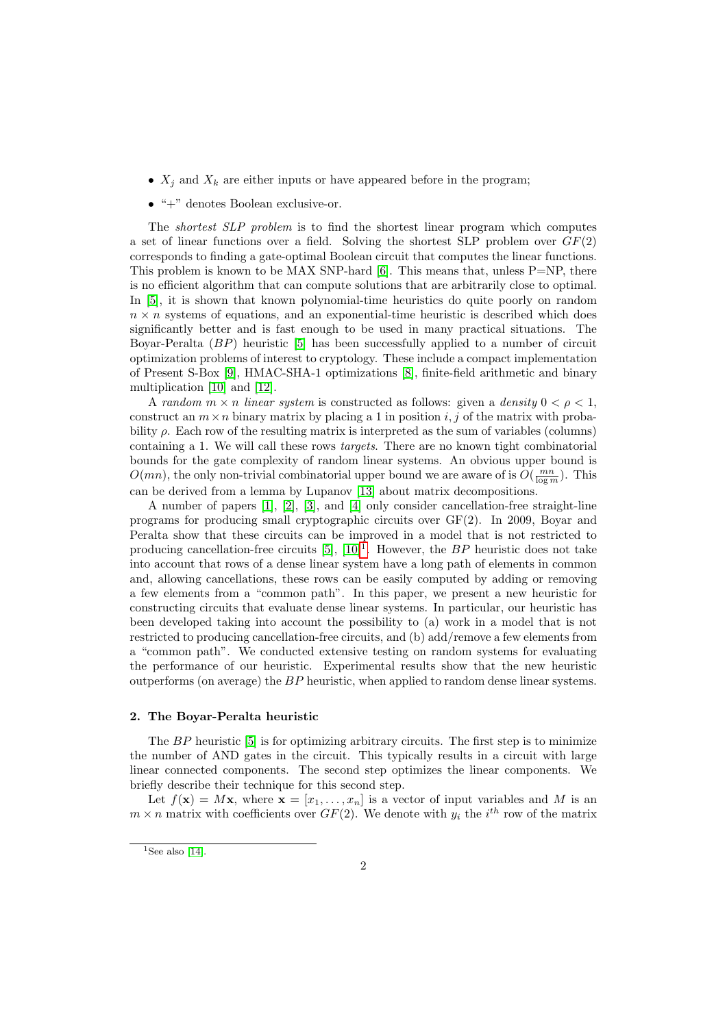- $X_j$ and $X_k$ are either inputs or have appeared before in the program;
- "+" denotes Boolean exclusive-or.

The *shortest SLP problem* is to find the shortest linear program which computes a set of linear functions over a field. Solving the shortest SLP problem over $GF(2)$ corresponds to finding a gate-optimal Boolean circuit that computes the linear functions. This problem is known to be MAX SNP-hard [6]. This means that, unless P=NP, there is no efficient algorithm that can compute solutions that are arbitrarily close to optimal. In [5], it is shown that known polynomial-time heuristics do quite poorly on random $n \times n$ systems of equations, and an exponential-time heuristic is described which does significantly better and is fast enough to be used in many practical situations. The Boyar-Peralta ($BP$) heuristic [5] has been successfully applied to a number of circuit optimization problems of interest to cryptology. These include a compact implementation of Present S-Box [9], HMAC-SHA-1 optimizations [8], finite-field arithmetic and binary multiplication [10] and [12].

A *random $m \times n$ linear system* is constructed as follows: given a *density* $0 < \rho < 1$, construct an $m \times n$ binary matrix by placing a 1 in position $i, j$ of the matrix with probability $\rho$. Each row of the resulting matrix is interpreted as the sum of variables (columns) containing a 1. We will call these rows *targets*. There are no known tight combinatorial bounds for the gate complexity of random linear systems. An obvious upper bound is $O(mn)$, the only non-trivial combinatorial upper bound we are aware of is $O(\frac{mn}{\log m})$. This can be derived from a lemma by Lupanov [13] about matrix decompositions.

A number of papers [1], [2], [3], and [4] only consider cancellation-free straight-line programs for producing small cryptographic circuits over GF(2). In 2009, Boyar and Peralta show that these circuits can be improved in a model that is not restricted to producing cancellation-free circuits [5], [10][1]. However, the $BP$ heuristic does not take into account that rows of a dense linear system have a long path of elements in common and, allowing cancellations, these rows can be easily computed by adding or removing a few elements from a "common path". In this paper, we present a new heuristic for constructing circuits that evaluate dense linear systems. In particular, our heuristic has been developed taking into account the possibility to (a) work in a model that is not restricted to producing cancellation-free circuits, and (b) add/remove a few elements from a "common path". We conducted extensive testing on random systems for evaluating the performance of our heuristic. Experimental results show that the new heuristic outperforms (on average) the $BP$ heuristic, when applied to random dense linear systems.

## 2. The Boyar-Peralta heuristic

The $BP$ heuristic [5] is for optimizing arbitrary circuits. The first step is to minimize the number of AND gates in the circuit. This typically results in a circuit with large linear connected components. The second step optimizes the linear components. We briefly describe their technique for this second step.

Let $f(\mathbf{x}) = M\mathbf{x}$, where $\mathbf{x} = [x_1, \ldots, x_n]$ is a vector of input variables and $M$ is an $m \times n$ matrix with coefficients over $GF(2)$. We denote with $y_i$ the $i^{th}$ row of the matrix

[1] See also [14].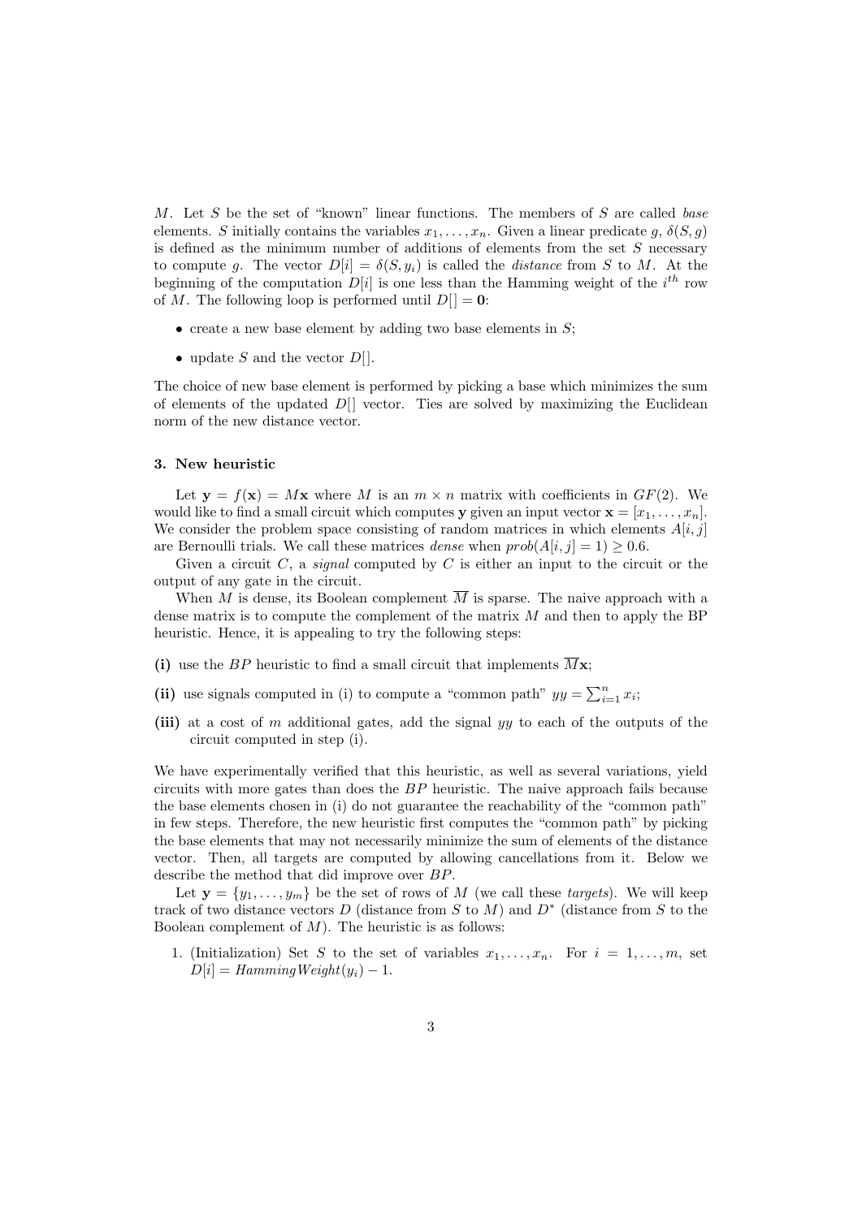$M$. Let $S$ be the set of "known" linear functions. The members of $S$ are called *base* elements. $S$ initially contains the variables $x_1, \ldots, x_n$. Given a linear predicate $g$, $\delta(S, g)$ is defined as the minimum number of additions of elements from the set $S$ necessary to compute $g$. The vector $D[i] = \delta(S, y_i)$ is called the *distance* from $S$ to $M$. At the beginning of the computation $D[i]$ is one less than the Hamming weight of the $i^{th}$ row of $M$. The following loop is performed until $D[] = \mathbf{0}$:

- create a new base element by adding two base elements in $S$;
- update $S$ and the vector $D[]$.

The choice of new base element is performed by picking a base which minimizes the sum of elements of the updated $D[]$ vector. Ties are solved by maximizing the Euclidean norm of the new distance vector.

### 3. New heuristic

Let $\mathbf{y} = f(\mathbf{x}) = M\mathbf{x}$ where $M$ is an $m \times n$ matrix with coefficients in $GF(2)$. We would like to find a small circuit which computes $\mathbf{y}$ given an input vector $\mathbf{x} = [x_1, \ldots, x_n]$. We consider the problem space consisting of random matrices in which elements $A[i, j]$ are Bernoulli trials. We call these matrices *dense* when $prob(A[i, j] = 1) \geq 0.6$.

Given a circuit $C$, a *signal* computed by $C$ is either an input to the circuit or the output of any gate in the circuit.

When $M$ is dense, its Boolean complement $\overline{M}$ is sparse. The naive approach with a dense matrix is to compute the complement of the matrix $M$ and then to apply the BP heuristic. Hence, it is appealing to try the following steps:

**(i)** use the $BP$ heuristic to find a small circuit that implements $\overline{M}\mathbf{x}$;

**(ii)** use signals computed in (i) to compute a "common path" $yy = \sum_{i=1}^{n} x_i$;

**(iii)** at a cost of $m$ additional gates, add the signal $yy$ to each of the outputs of the circuit computed in step (i).

We have experimentally verified that this heuristic, as well as several variations, yield circuits with more gates than does the $BP$ heuristic. The naive approach fails because the base elements chosen in (i) do not guarantee the reachability of the "common path" in few steps. Therefore, the new heuristic first computes the "common path" by picking the base elements that may not necessarily minimize the sum of elements of the distance vector. Then, all targets are computed by allowing cancellations from it. Below we describe the method that did improve over $BP$.

Let $\mathbf{y} = \{y_1, \ldots, y_m\}$ be the set of rows of $M$ (we call these *targets*). We will keep track of two distance vectors $D$ (distance from $S$ to $M$) and $D^*$ (distance from $S$ to the Boolean complement of $M$). The heuristic is as follows:

1. (Initialization) Set $S$ to the set of variables $x_1, \ldots, x_n$. For $i = 1, \ldots, m$, set $D[i] = \mathit{HammingWeight}(y_i) - 1$.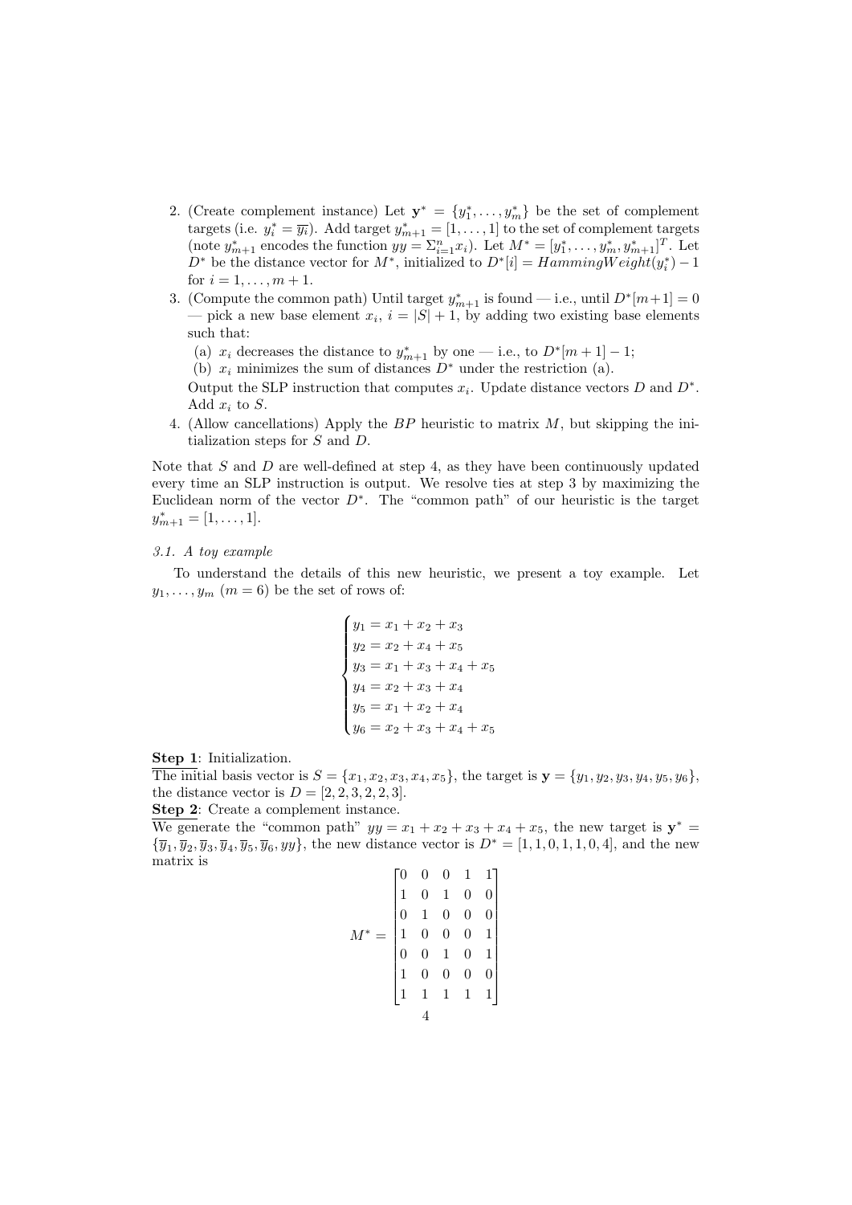2. (Create complement instance) Let $\mathbf{y}^* = \{y_1^*, \ldots, y_m^*\}$ be the set of complement targets (i.e. $y_i^* = \overline{y_i}$). Add target $y_{m+1}^* = [1, \ldots, 1]$ to the set of complement targets (note $y_{m+1}^*$ encodes the function $yy = \Sigma_{i=1}^n x_i$). Let $M^* = [y_1^*, \ldots, y_m^*, y_{m+1}^*]^T$. Let $D^*$ be the distance vector for $M^*$, initialized to $D^*[i] = HammingWeight(y_i^*) - 1$ for $i = 1, \ldots, m+1$.
3. (Compute the common path) Until target $y_{m+1}^*$ is found — i.e., until $D^*[m+1] = 0$ — pick a new base element $x_i$, $i = |S| + 1$, by adding two existing base elements such that:
   (a) $x_i$ decreases the distance to $y_{m+1}^*$ by one — i.e., to $D^*[m+1] - 1$;
   (b) $x_i$ minimizes the sum of distances $D^*$ under the restriction (a).

   Output the SLP instruction that computes $x_i$. Update distance vectors $D$ and $D^*$. Add $x_i$ to $S$.
4. (Allow cancellations) Apply the $BP$ heuristic to matrix $M$, but skipping the initialization steps for $S$ and $D$.

Note that $S$ and $D$ are well-defined at step 4, as they have been continuously updated every time an SLP instruction is output. We resolve ties at step 3 by maximizing the Euclidean norm of the vector $D^*$. The "common path" of our heuristic is the target $y_{m+1}^* = [1, \ldots, 1]$.

### 3.1. A toy example

To understand the details of this new heuristic, we present a toy example. Let $y_1, \ldots, y_m$ ($m = 6$) be the set of rows of:

$$
\begin{cases}
y_1 = x_1 + x_2 + x_3 \\
y_2 = x_2 + x_4 + x_5 \\
y_3 = x_1 + x_3 + x_4 + x_5 \\
y_4 = x_2 + x_3 + x_4 \\
y_5 = x_1 + x_2 + x_4 \\
y_6 = x_2 + x_3 + x_4 + x_5
\end{cases}
$$

**Step 1**: Initialization.

The initial basis vector is $S = \{x_1, x_2, x_3, x_4, x_5\}$, the target is $\mathbf{y} = \{y_1, y_2, y_3, y_4, y_5, y_6\}$, the distance vector is $D = [2, 2, 3, 2, 2, 3]$.

**Step 2**: Create a complement instance.

We generate the "common path" $yy = x_1 + x_2 + x_3 + x_4 + x_5$, the new target is $\mathbf{y}^* = \{\overline{y}_1, \overline{y}_2, \overline{y}_3, \overline{y}_4, \overline{y}_5, \overline{y}_6, yy\}$, the new distance vector is $D^* = [1, 1, 0, 1, 1, 0, 4]$, and the new matrix is

$$
M^* = \begin{bmatrix}
0 & 0 & 0 & 1 & 1 \\
1 & 0 & 1 & 0 & 0 \\
0 & 1 & 0 & 0 & 0 \\
1 & 0 & 0 & 0 & 1 \\
0 & 0 & 1 & 0 & 1 \\
1 & 0 & 0 & 0 & 0 \\
1 & 1 & 1 & 1 & 1
\end{bmatrix}
$$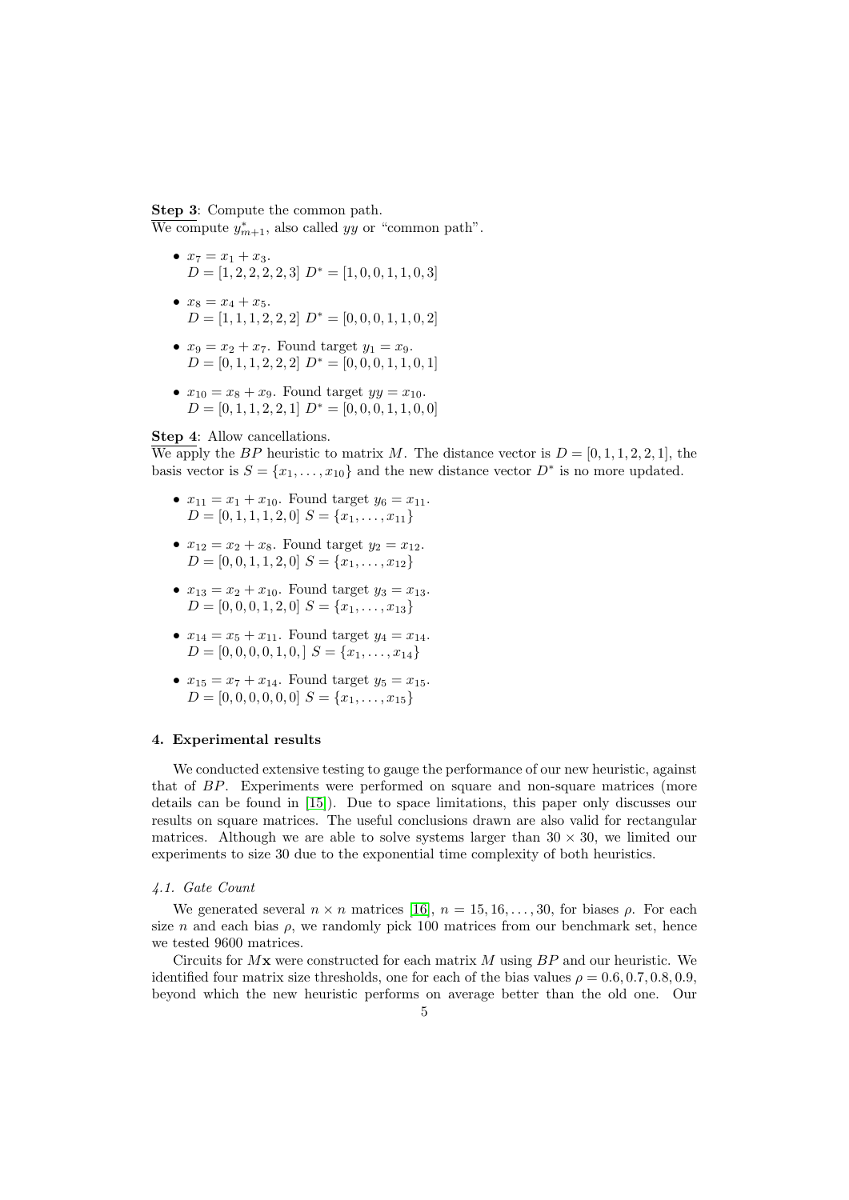**Step 3**: Compute the common path.
We compute $y^*_{m+1}$, also called $yy$ or "common path".

- $x_7 = x_1 + x_3$.
  $D = [1, 2, 2, 2, 2, 3]$ $D^* = [1, 0, 0, 1, 1, 0, 3]$
- $x_8 = x_4 + x_5$.
  $D = [1, 1, 1, 2, 2, 2]$ $D^* = [0, 0, 0, 1, 1, 0, 2]$
- $x_9 = x_2 + x_7$. Found target $y_1 = x_9$.
  $D = [0, 1, 1, 2, 2, 2]$ $D^* = [0, 0, 0, 1, 1, 0, 1]$
- $x_{10} = x_8 + x_9$. Found target $yy = x_{10}$.
  $D = [0, 1, 1, 2, 2, 1]$ $D^* = [0, 0, 0, 1, 1, 0, 0]$

**Step 4**: Allow cancellations.
We apply the $BP$ heuristic to matrix $M$. The distance vector is $D = [0, 1, 1, 2, 2, 1]$, the basis vector is $S = \{x_1, \ldots, x_{10}\}$ and the new distance vector $D^*$ is no more updated.

- $x_{11} = x_1 + x_{10}$. Found target $y_6 = x_{11}$.
  $D = [0, 1, 1, 1, 2, 0]$ $S = \{x_1, \ldots, x_{11}\}$
- $x_{12} = x_2 + x_8$. Found target $y_2 = x_{12}$.
  $D = [0, 0, 1, 1, 2, 0]$ $S = \{x_1, \ldots, x_{12}\}$
- $x_{13} = x_2 + x_{10}$. Found target $y_3 = x_{13}$.
  $D = [0, 0, 0, 1, 2, 0]$ $S = \{x_1, \ldots, x_{13}\}$
- $x_{14} = x_5 + x_{11}$. Found target $y_4 = x_{14}$.
  $D = [0, 0, 0, 0, 1, 0, ]$ $S = \{x_1, \ldots, x_{14}\}$
- $x_{15} = x_7 + x_{14}$. Found target $y_5 = x_{15}$.
  $D = [0, 0, 0, 0, 0, 0]$ $S = \{x_1, \ldots, x_{15}\}$

#### 4. Experimental results

We conducted extensive testing to gauge the performance of our new heuristic, against that of $BP$. Experiments were performed on square and non-square matrices (more details can be found in [15]). Due to space limitations, this paper only discusses our results on square matrices. The useful conclusions drawn are also valid for rectangular matrices. Although we are able to solve systems larger than $30 \times 30$, we limited our experiments to size 30 due to the exponential time complexity of both heuristics.

##### *4.1. Gate Count*

We generated several $n \times n$ matrices [16], $n = 15, 16, \ldots, 30$, for biases $\rho$. For each size $n$ and each bias $\rho$, we randomly pick 100 matrices from our benchmark set, hence we tested 9600 matrices.

Circuits for $M\mathbf{x}$ were constructed for each matrix $M$ using $BP$ and our heuristic. We identified four matrix size thresholds, one for each of the bias values $\rho = 0.6, 0.7, 0.8, 0.9$, beyond which the new heuristic performs on average better than the old one. Our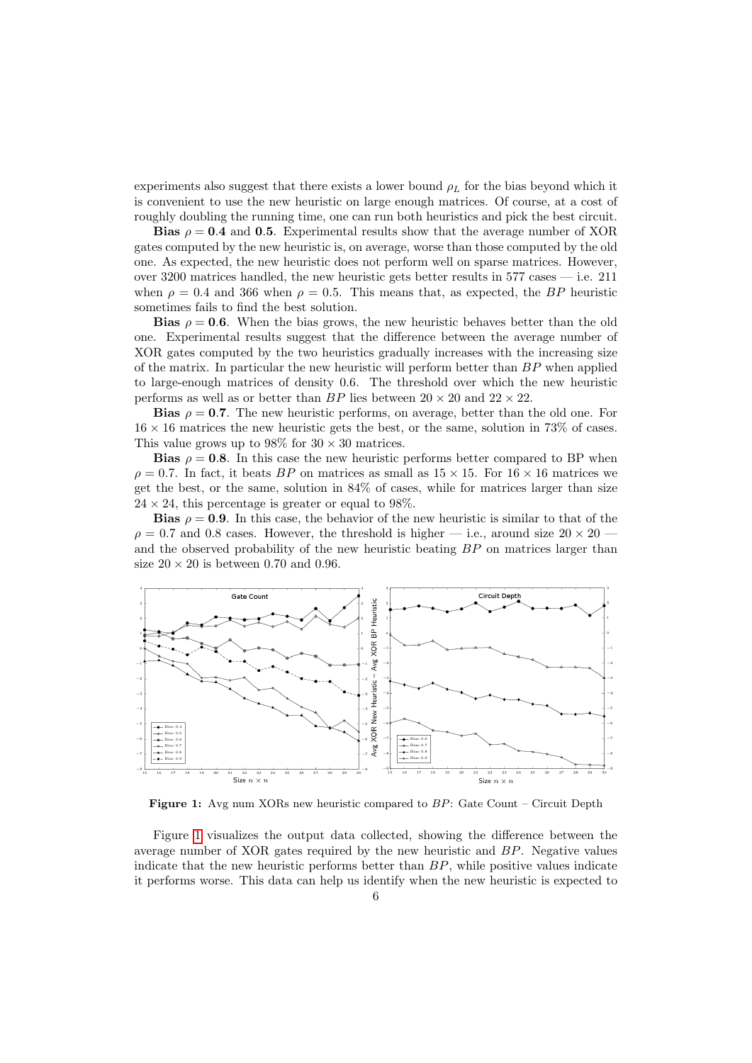experiments also suggest that there exists a lower bound $\rho_L$ for the bias beyond which it is convenient to use the new heuristic on large enough matrices. Of course, at a cost of roughly doubling the running time, one can run both heuristics and pick the best circuit.

**Bias $\rho = 0.4$ and $0.5$.** Experimental results show that the average number of XOR gates computed by the new heuristic is, on average, worse than those computed by the old one. As expected, the new heuristic does not perform well on sparse matrices. However, over 3200 matrices handled, the new heuristic gets better results in 577 cases — i.e. 211 when $\rho = 0.4$ and 366 when $\rho = 0.5$. This means that, as expected, the $BP$ heuristic sometimes fails to find the best solution.

**Bias $\rho = 0.6$.** When the bias grows, the new heuristic behaves better than the old one. Experimental results suggest that the difference between the average number of XOR gates computed by the two heuristics gradually increases with the increasing size of the matrix. In particular the new heuristic will perform better than $BP$ when applied to large-enough matrices of density 0.6. The threshold over which the new heuristic performs as well as or better than $BP$ lies between $20 \times 20$ and $22 \times 22$.

**Bias $\rho = 0.7$.** The new heuristic performs, on average, better than the old one. For $16 \times 16$ matrices the new heuristic gets the best, or the same, solution in 73% of cases. This value grows up to 98% for $30 \times 30$ matrices.

**Bias $\rho = 0.8$.** In this case the new heuristic performs better compared to BP when $\rho = 0.7$. In fact, it beats $BP$ on matrices as small as $15 \times 15$. For $16 \times 16$ matrices we get the best, or the same, solution in 84% of cases, while for matrices larger than size $24 \times 24$, this percentage is greater or equal to 98%.

**Bias $\rho = 0.9$.** In this case, the behavior of the new heuristic is similar to that of the $\rho = 0.7$ and 0.8 cases. However, the threshold is higher — i.e., around size $20 \times 20$ — and the observed probability of the new heuristic beating $BP$ on matrices larger than size $20 \times 20$ is between 0.70 and 0.96.

**Figure 1:** Avg num XORs new heuristic compared to $BP$: Gate Count – Circuit Depth

Figure 1 visualizes the output data collected, showing the difference between the average number of XOR gates required by the new heuristic and $BP$. Negative values indicate that the new heuristic performs better than $BP$, while positive values indicate it performs worse. This data can help us identify when the new heuristic is expected to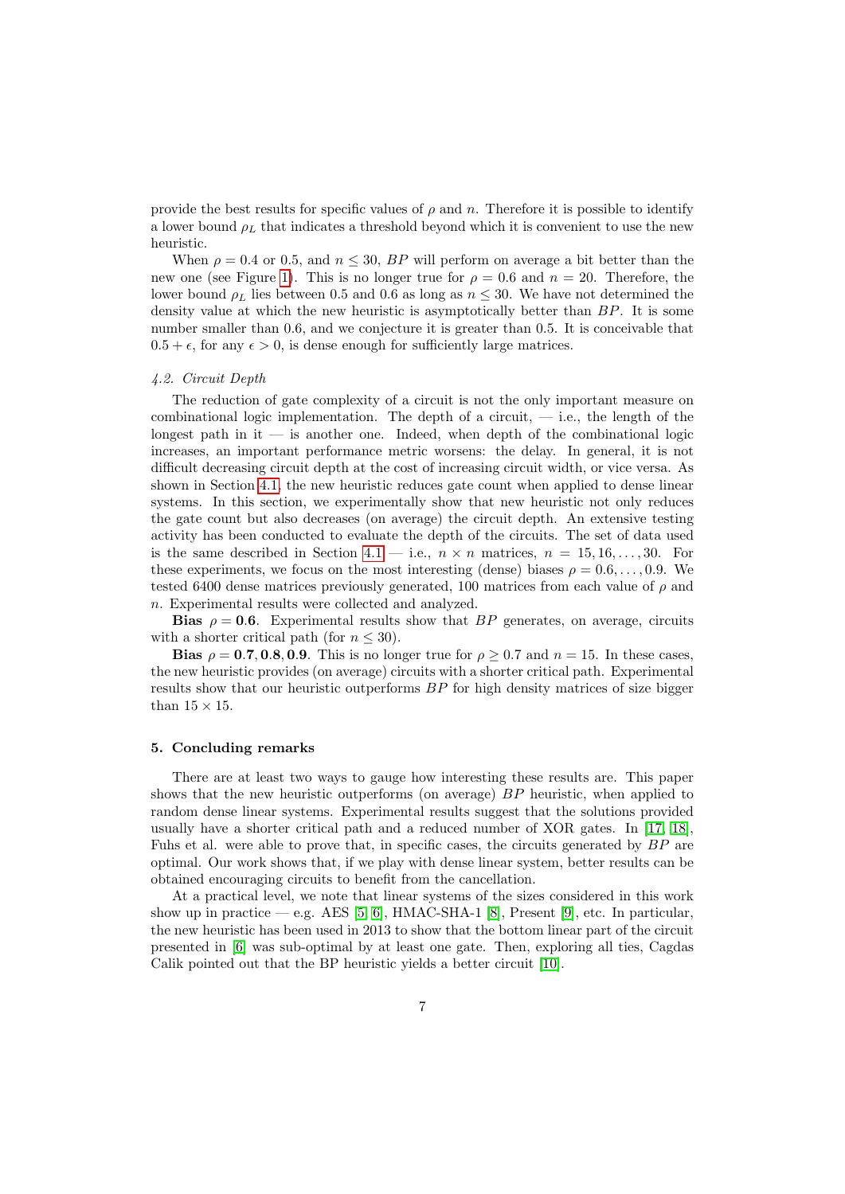provide the best results for specific values of $\rho$ and $n$. Therefore it is possible to identify a lower bound $\rho_L$ that indicates a threshold beyond which it is convenient to use the new heuristic.

When $\rho = 0.4$ or $0.5$, and $n \leq 30$, $BP$ will perform on average a bit better than the new one (see Figure 1). This is no longer true for $\rho = 0.6$ and $n = 20$. Therefore, the lower bound $\rho_L$ lies between 0.5 and 0.6 as long as $n \leq 30$. We have not determined the density value at which the new heuristic is asymptotically better than $BP$. It is some number smaller than 0.6, and we conjecture it is greater than 0.5. It is conceivable that $0.5 + \epsilon$, for any $\epsilon > 0$, is dense enough for sufficiently large matrices.

### *4.2. Circuit Depth*

The reduction of gate complexity of a circuit is not the only important measure on combinational logic implementation. The depth of a circuit, — i.e., the length of the longest path in it — is another one. Indeed, when depth of the combinational logic increases, an important performance metric worsens: the delay. In general, it is not difficult decreasing circuit depth at the cost of increasing circuit width, or vice versa. As shown in Section 4.1, the new heuristic reduces gate count when applied to dense linear systems. In this section, we experimentally show that new heuristic not only reduces the gate count but also decreases (on average) the circuit depth. An extensive testing activity has been conducted to evaluate the depth of the circuits. The set of data used is the same described in Section 4.1 — i.e., $n \times n$ matrices, $n = 15, 16, \ldots, 30$. For these experiments, we focus on the most interesting (dense) biases $\rho = 0.6, \ldots, 0.9$. We tested 6400 dense matrices previously generated, 100 matrices from each value of $\rho$ and $n$. Experimental results were collected and analyzed.

**Bias** $\boldsymbol{\rho = 0.6}$. Experimental results show that $BP$ generates, on average, circuits with a shorter critical path (for $n \leq 30$).

**Bias** $\boldsymbol{\rho = 0.7, 0.8, 0.9}$. This is no longer true for $\rho \geq 0.7$ and $n = 15$. In these cases, the new heuristic provides (on average) circuits with a shorter critical path. Experimental results show that our heuristic outperforms $BP$ for high density matrices of size bigger than $15 \times 15$.

## 5. Concluding remarks

There are at least two ways to gauge how interesting these results are. This paper shows that the new heuristic outperforms (on average) $BP$ heuristic, when applied to random dense linear systems. Experimental results suggest that the solutions provided usually have a shorter critical path and a reduced number of XOR gates. In [17, 18], Fuhs et al. were able to prove that, in specific cases, the circuits generated by $BP$ are optimal. Our work shows that, if we play with dense linear system, better results can be obtained encouraging circuits to benefit from the cancellation.

At a practical level, we note that linear systems of the sizes considered in this work show up in practice — e.g. AES [5, 6], HMAC-SHA-1 [8], Present [9], etc. In particular, the new heuristic has been used in 2013 to show that the bottom linear part of the circuit presented in [6] was sub-optimal by at least one gate. Then, exploring all ties, Cagdas Calik pointed out that the BP heuristic yields a better circuit [10].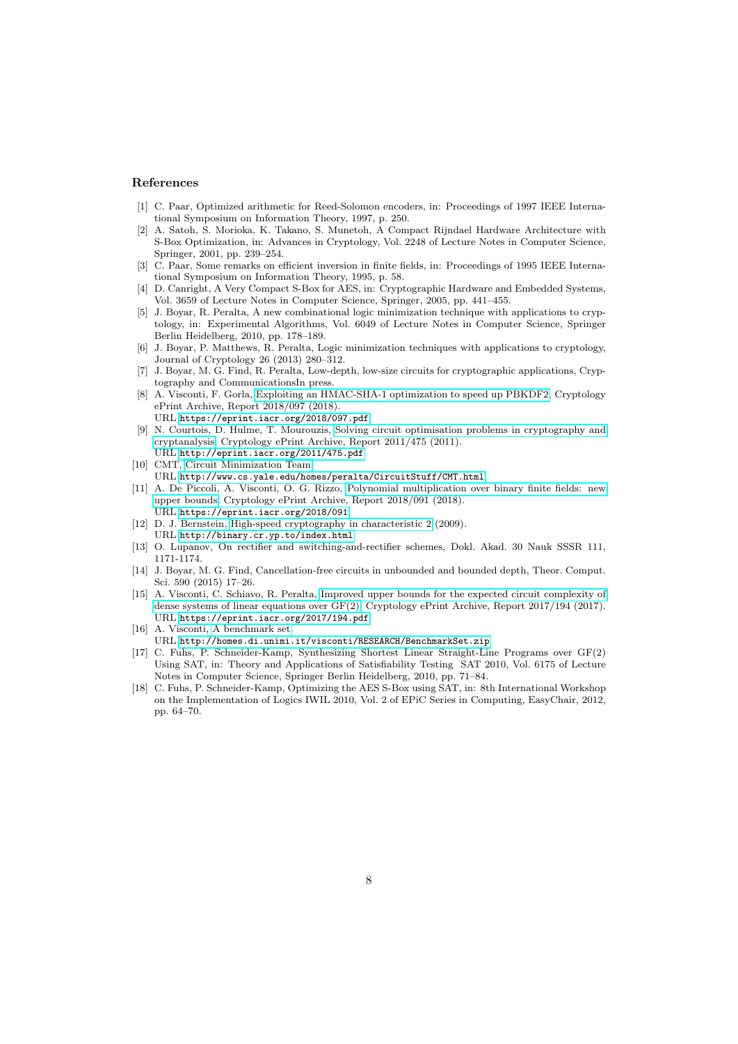## References

[1] C. Paar, Optimized arithmetic for Reed-Solomon encoders, in: Proceedings of 1997 IEEE International Symposium on Information Theory, 1997, p. 250.

[2] A. Satoh, S. Morioka, K. Takano, S. Munetoh, A Compact Rijndael Hardware Architecture with S-Box Optimization, in: Advances in Cryptology, Vol. 2248 of Lecture Notes in Computer Science, Springer, 2001, pp. 239–254.

[3] C. Paar, Some remarks on efficient inversion in finite fields, in: Proceedings of 1995 IEEE International Symposium on Information Theory, 1995, p. 58.

[4] D. Canright, A Very Compact S-Box for AES, in: Cryptographic Hardware and Embedded Systems, Vol. 3659 of Lecture Notes in Computer Science, Springer, 2005, pp. 441–455.

[5] J. Boyar, R. Peralta, A new combinational logic minimization technique with applications to cryptology, in: Experimental Algorithms, Vol. 6049 of Lecture Notes in Computer Science, Springer Berlin Heidelberg, 2010, pp. 178–189.

[6] J. Boyar, P. Matthews, R. Peralta, Logic minimization techniques with applications to cryptology, Journal of Cryptology 26 (2013) 280–312.

[7] J. Boyar, M. G. Find, R. Peralta, Low-depth, low-size circuits for cryptographic applications, Cryptography and CommunicationsIn press.

[8] A. Visconti, F. Gorla, Exploiting an HMAC-SHA-1 optimization to speed up PBKDF2, Cryptology ePrint Archive, Report 2018/097 (2018).
URL https://eprint.iacr.org/2018/097.pdf

[9] N. Courtois, D. Hulme, T. Mourouzis, Solving circuit optimisation problems in cryptography and cryptanalysis, Cryptology ePrint Archive, Report 2011/475 (2011).
URL http://eprint.iacr.org/2011/475.pdf

[10] CMT, Circuit Minimization Team.
URL http://www.cs.yale.edu/homes/peralta/CircuitStuff/CMT.html

[11] A. De Piccoli, A. Visconti, O. G. Rizzo, Polynomial multiplication over binary finite fields: new upper bounds, Cryptology ePrint Archive, Report 2018/091 (2018).
URL https://eprint.iacr.org/2018/091

[12] D. J. Bernstein, High-speed cryptography in characteristic 2 (2009).
URL http://binary.cr.yp.to/index.html

[13] O. Lupanov, On rectifier and switching-and-rectifier schemes, Dokl. Akad. 30 Nauk SSSR 111, 1171-1174.

[14] J. Boyar, M. G. Find, Cancellation-free circuits in unbounded and bounded depth, Theor. Comput. Sci. 590 (2015) 17–26.

[15] A. Visconti, C. Schiavo, R. Peralta, Improved upper bounds for the expected circuit complexity of dense systems of linear equations over GF(2), Cryptology ePrint Archive, Report 2017/194 (2017).
URL https://eprint.iacr.org/2017/194.pdf

[16] A. Visconti, A benchmark set.
URL http://homes.di.unimi.it/visconti/RESEARCH/BenchmarkSet.zip

[17] C. Fuhs, P. Schneider-Kamp, Synthesizing Shortest Linear Straight-Line Programs over GF(2) Using SAT, in: Theory and Applications of Satisfiability Testing SAT 2010, Vol. 6175 of Lecture Notes in Computer Science, Springer Berlin Heidelberg, 2010, pp. 71–84.

[18] C. Fuhs, P. Schneider-Kamp, Optimizing the AES S-Box using SAT, in: 8th International Workshop on the Implementation of Logics IWIL 2010, Vol. 2 of EPiC Series in Computing, EasyChair, 2012, pp. 64–70.